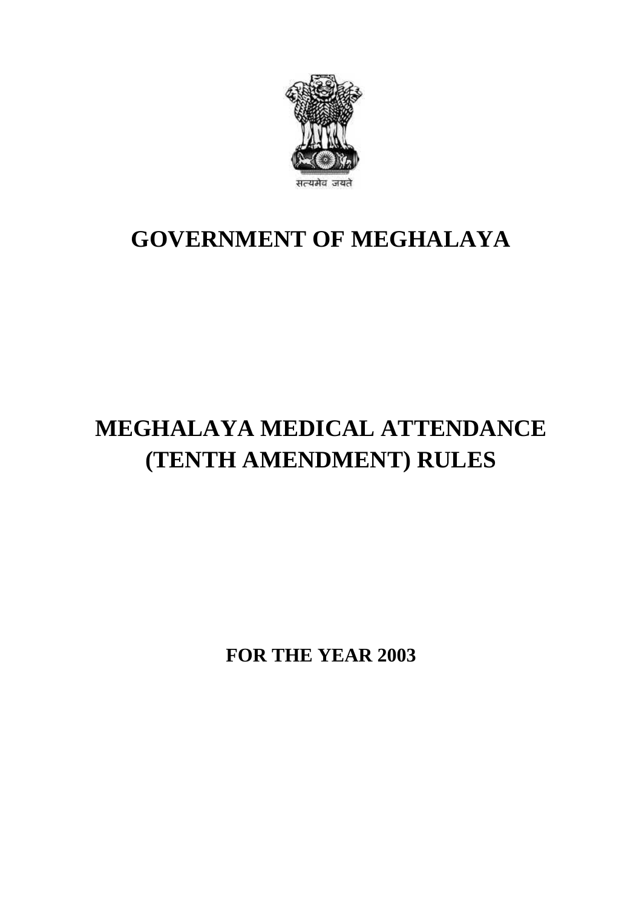सत्यमेव जयते

# GOVERNMENT OF MEGHALAYA

# MEGHALAYA MEDICAL ATTENDANCE (TENTH AMENDMENT) RULES

**FOR THE YEAR 2003**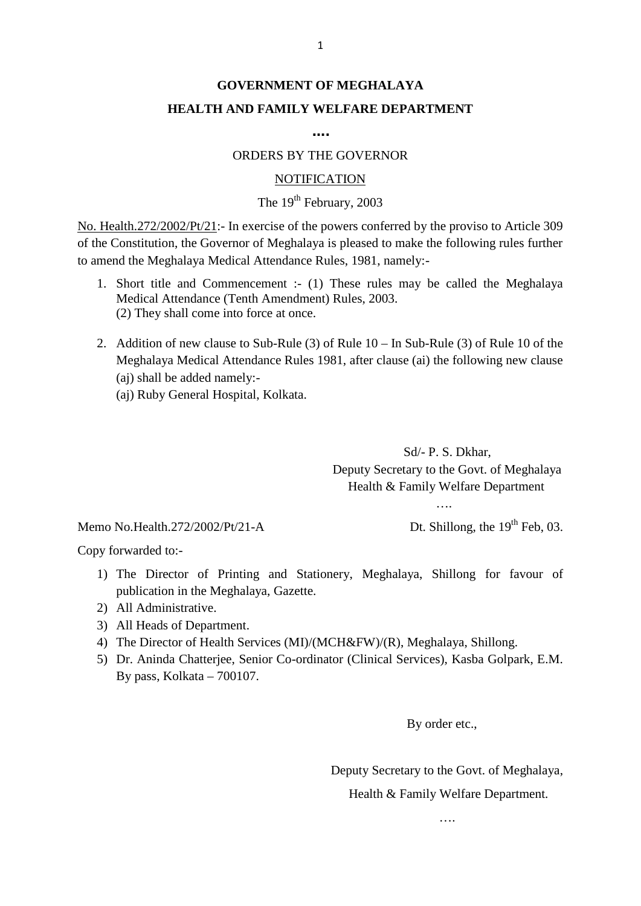**GOVERNMENT OF MEGHALAYA**

**HEALTH AND FAMILY WELFARE DEPARTMENT**

**....**

ORDERS BY THE GOVERNOR

NOTIFICATION

The 19th February, 2003

No. Health.272/2002/Pt/21:- In exercise of the powers conferred by the proviso to Article 309 of the Constitution, the Governor of Meghalaya is pleased to make the following rules further to amend the Meghalaya Medical Attendance Rules, 1981, namely:-

1. Short title and Commencement :- (1) These rules may be called the Meghalaya Medical Attendance (Tenth Amendment) Rules, 2003.
   (2) They shall come into force at once.

2. Addition of new clause to Sub-Rule (3) of Rule 10 – In Sub-Rule (3) of Rule 10 of the Meghalaya Medical Attendance Rules 1981, after clause (ai) the following new clause (aj) shall be added namely:-
   (aj) Ruby General Hospital, Kolkata.

Sd/- P. S. Dkhar,
Deputy Secretary to the Govt. of Meghalaya
Health & Family Welfare Department

….

Memo No.Health.272/2002/Pt/21-A Dt. Shillong, the 19th Feb, 03.

Copy forwarded to:-

1) The Director of Printing and Stationery, Meghalaya, Shillong for favour of publication in the Meghalaya, Gazette.
2) All Administrative.
3) All Heads of Department.
4) The Director of Health Services (MI)/(MCH&FW)/(R), Meghalaya, Shillong.
5) Dr. Aninda Chatterjee, Senior Co-ordinator (Clinical Services), Kasba Golpark, E.M. By pass, Kolkata – 700107.

By order etc.,

Deputy Secretary to the Govt. of Meghalaya,

Health & Family Welfare Department.

….